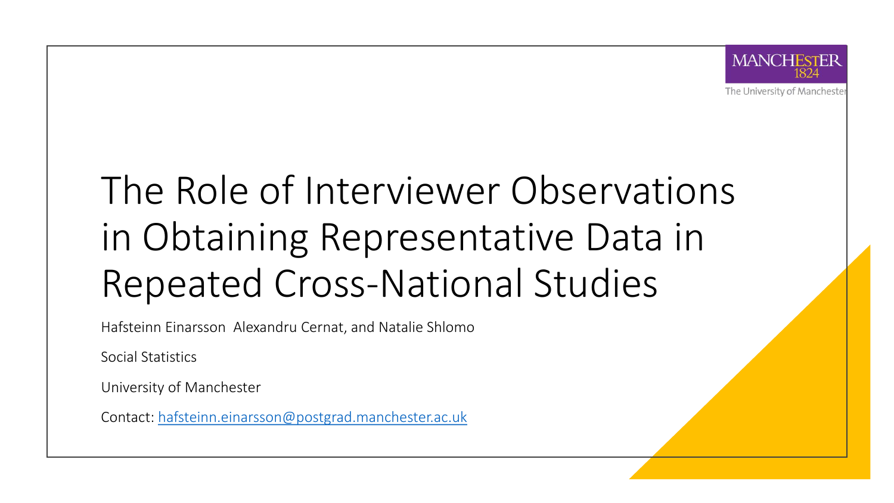# The Role of Interviewer Observations in Obtaining Representative Data in Repeated Cross-National Studies

Hafsteinn Einarsson Alexandru Cernat, and Natalie Shlomo

Social Statistics

University of Manchester

Contact: [hafsteinn.einarsson@postgrad.manchester.ac.uk](mailto:hafsteinn.einarsson@postgrad.manchester.ac.uk)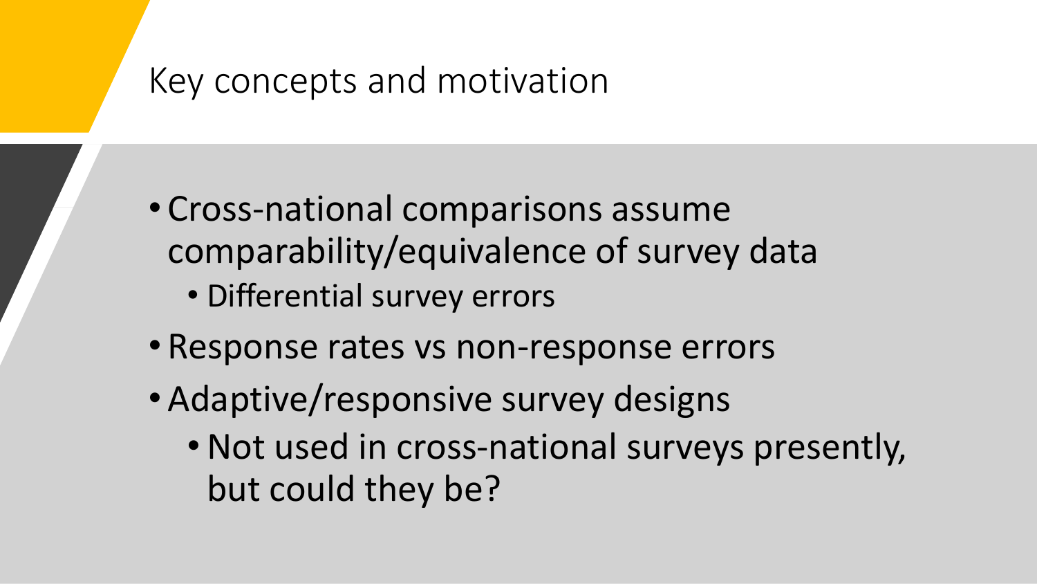# Key concepts and motivation

- Cross-national comparisons assume comparability/equivalence of survey data
  - Differential survey errors
- Response rates vs non-response errors
- Adaptive/responsive survey designs
  - Not used in cross-national surveys presently, but could they be?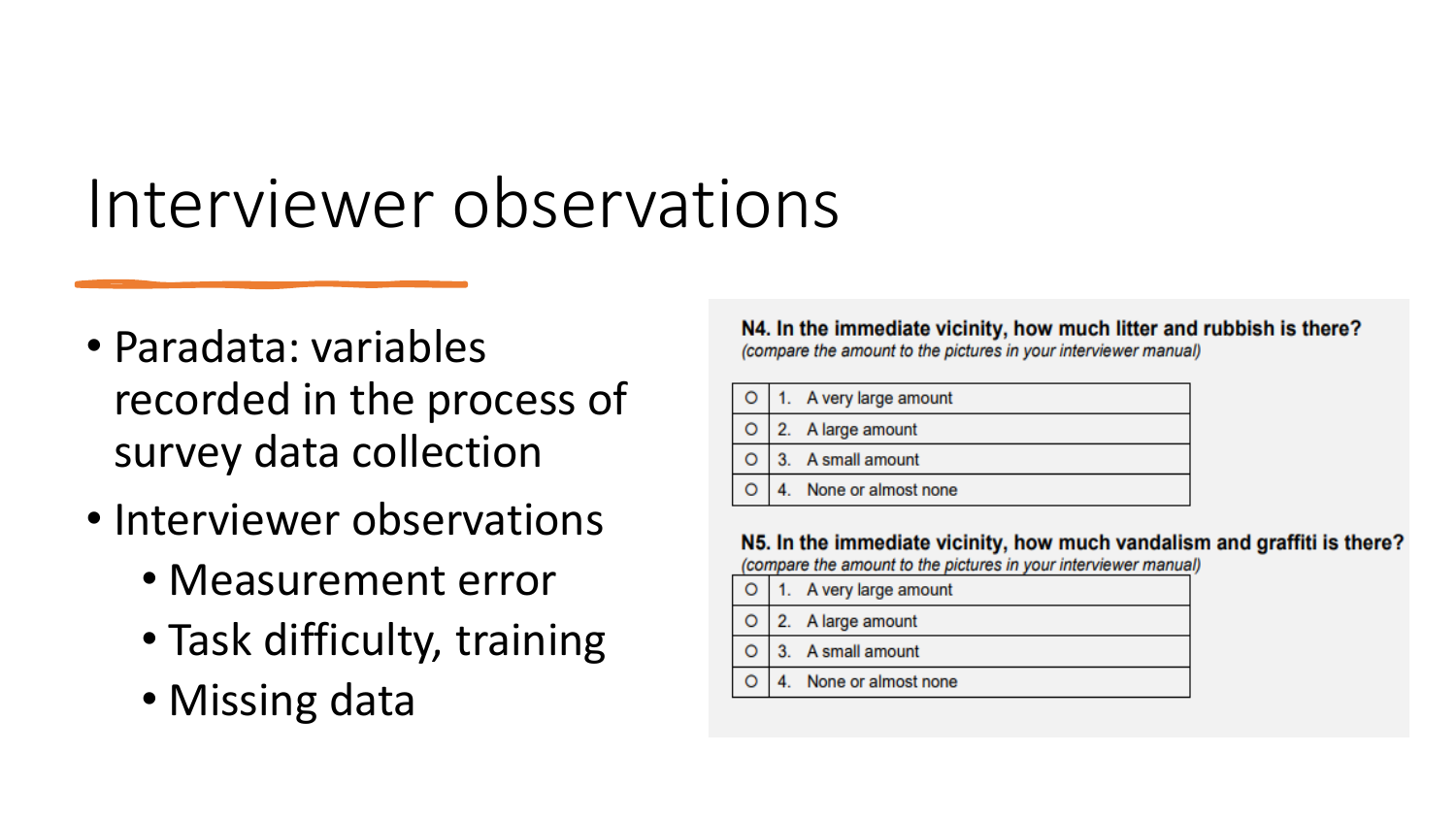# Interviewer observations

- Paradata: variables recorded in the process of survey data collection
- Interviewer observations
  - Measurement error
  - Task difficulty, training
  - Missing data

**N4. In the immediate vicinity, how much litter and rubbish is there?**
*(compare the amount to the pictures in your interviewer manual)*

| | |
|---|---|
| O | 1. A very large amount |
| O | 2. A large amount |
| O | 3. A small amount |
| O | 4. None or almost none |

**N5. In the immediate vicinity, how much vandalism and graffiti is there?**
*(compare the amount to the pictures in your interviewer manual)*

| | |
|---|---|
| O | 1. A very large amount |
| O | 2. A large amount |
| O | 3. A small amount |
| O | 4. None or almost none |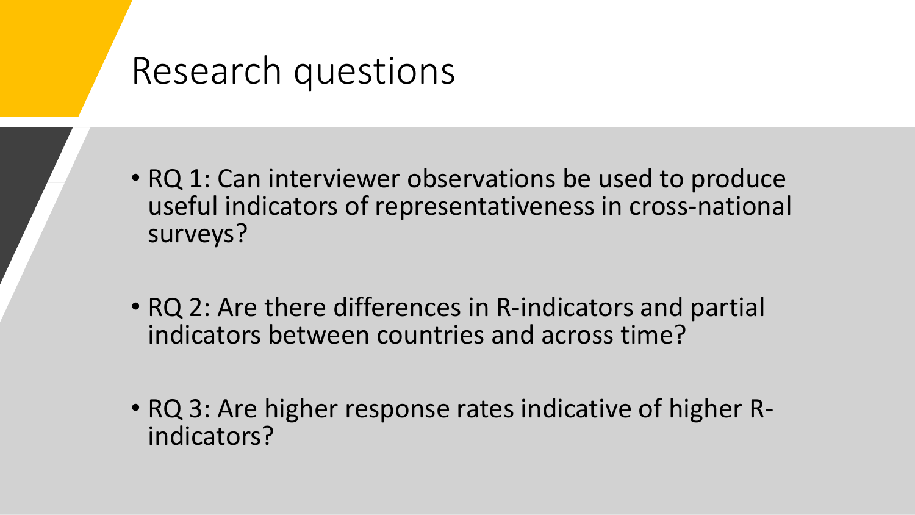# Research questions

- RQ 1: Can interviewer observations be used to produce useful indicators of representativeness in cross-national surveys?
- RQ 2: Are there differences in R-indicators and partial indicators between countries and across time?
- RQ 3: Are higher response rates indicative of higher R-indicators?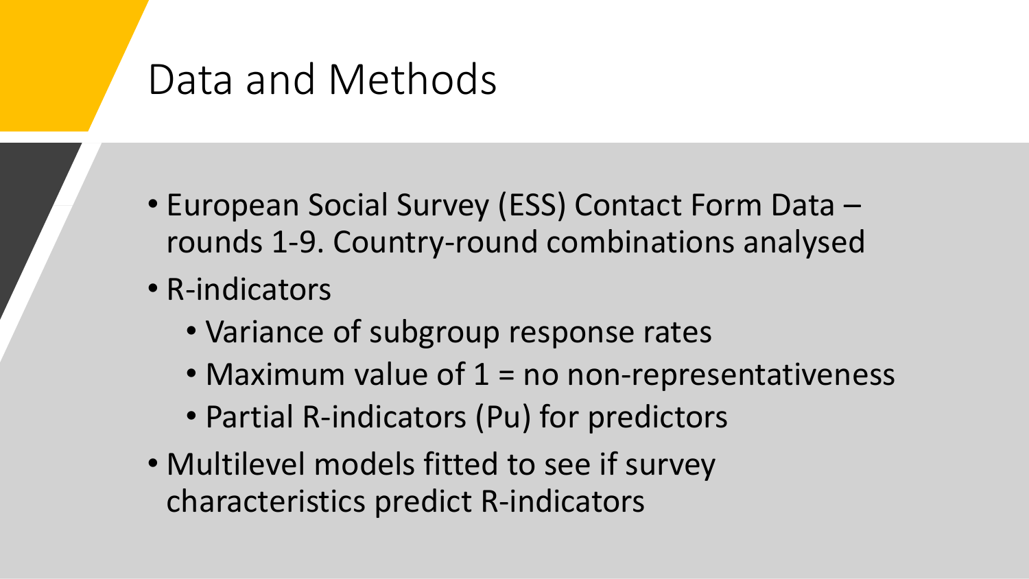# Data and Methods

- European Social Survey (ESS) Contact Form Data – rounds 1-9. Country-round combinations analysed
- R-indicators
  - Variance of subgroup response rates
  - Maximum value of 1 = no non-representativeness
  - Partial R-indicators (Pu) for predictors
- Multilevel models fitted to see if survey characteristics predict R-indicators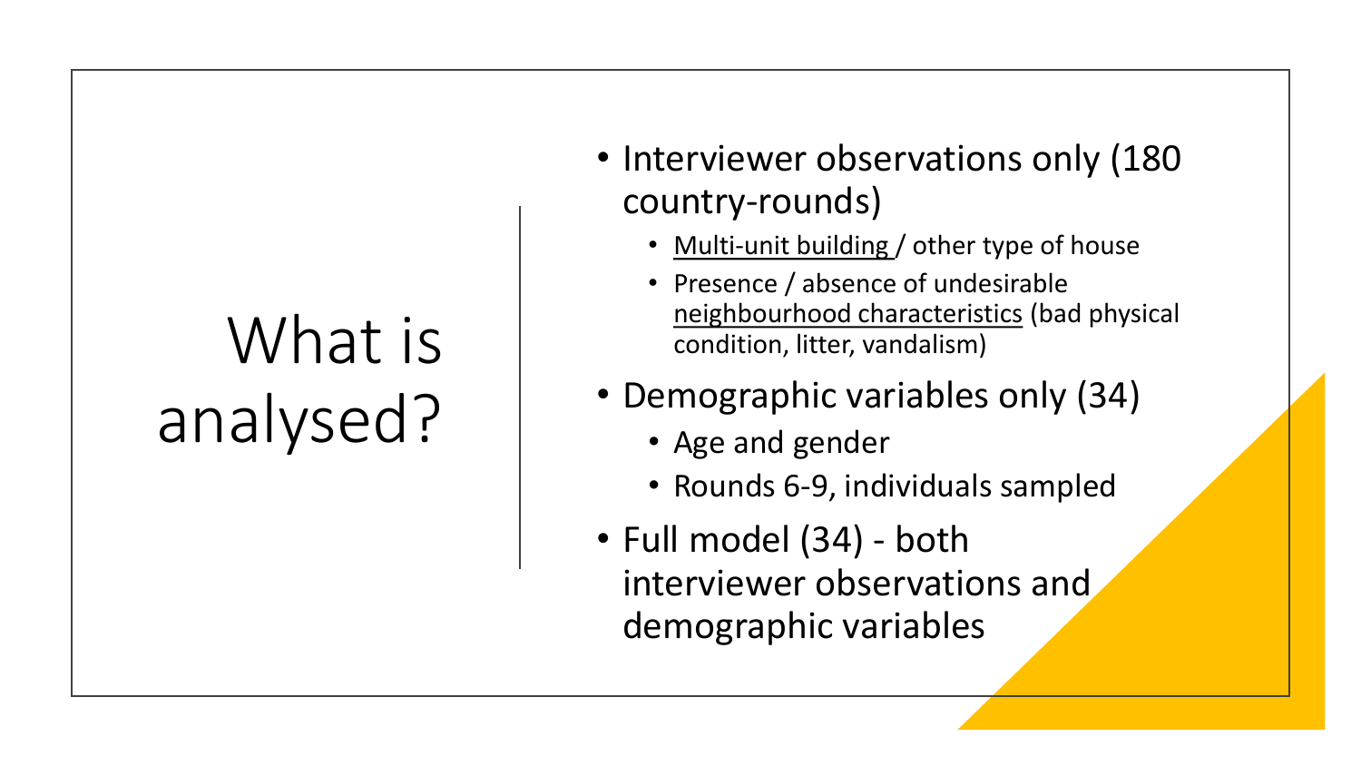# What is analysed?

- Interviewer observations only (180 country-rounds)
  - Multi-unit building / other type of house
  - Presence / absence of undesirable neighbourhood characteristics (bad physical condition, litter, vandalism)
- Demographic variables only (34)
  - Age and gender
  - Rounds 6-9, individuals sampled
- Full model (34) - both interviewer observations and demographic variables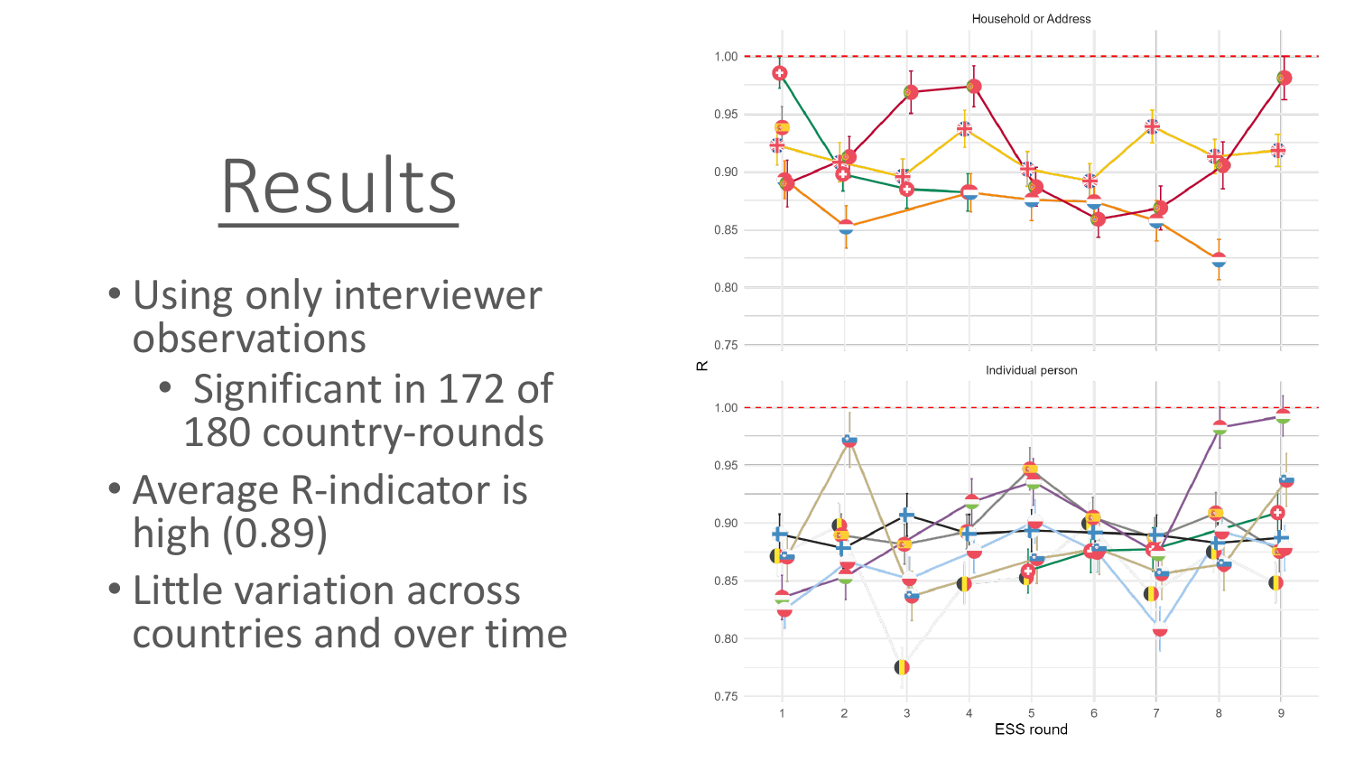# Results

- Using only interviewer observations
  - Significant in 172 of 180 country-rounds
- Average R-indicator is high (0.89)
- Little variation across countries and over time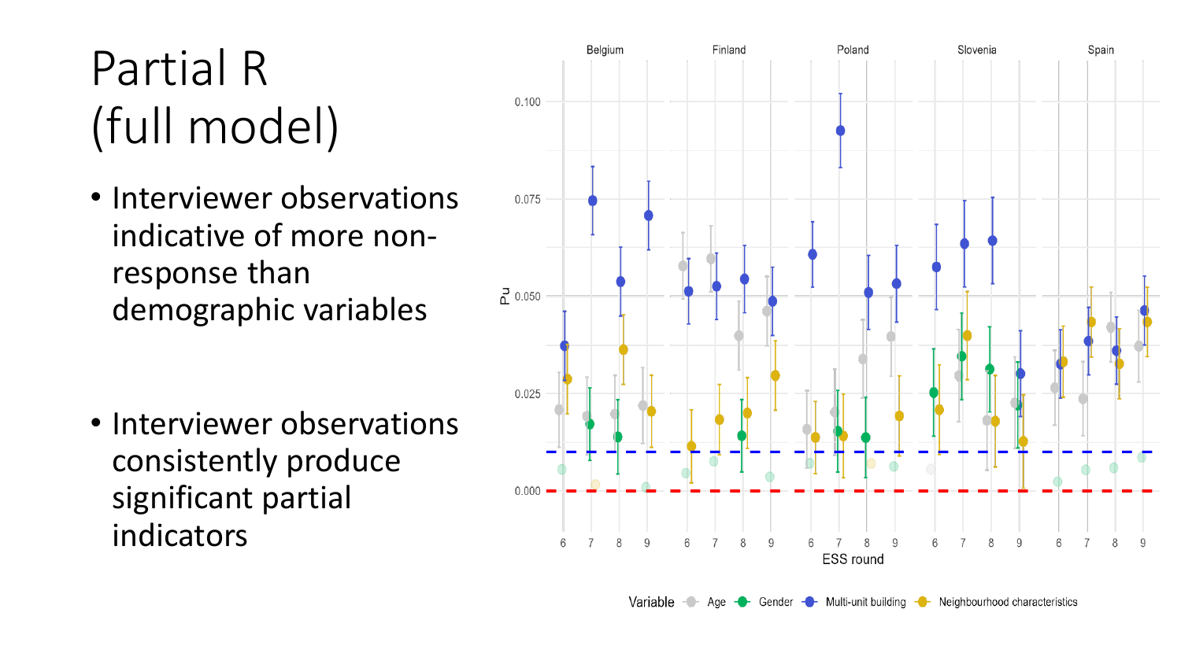# Partial R (full model)

- Interviewer observations indicative of more non-response than demographic variables

- Interviewer observations consistently produce significant partial indicators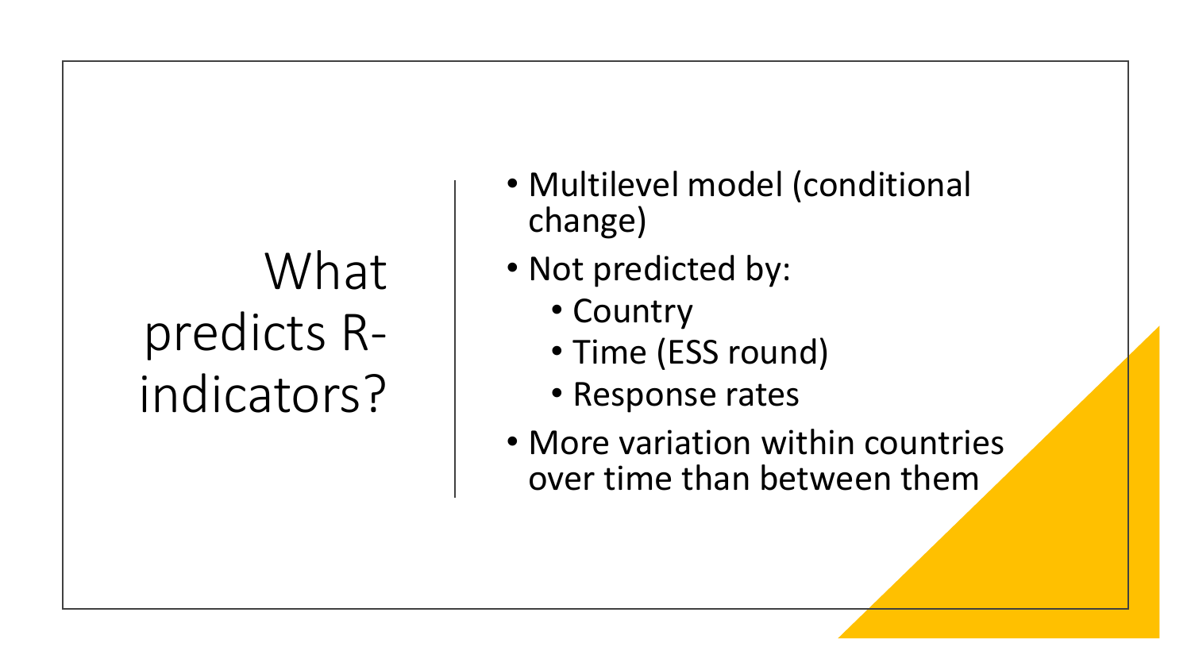# What predicts R-indicators?

- Multilevel model (conditional change)
- Not predicted by:
  - Country
  - Time (ESS round)
  - Response rates
- More variation within countries over time than between them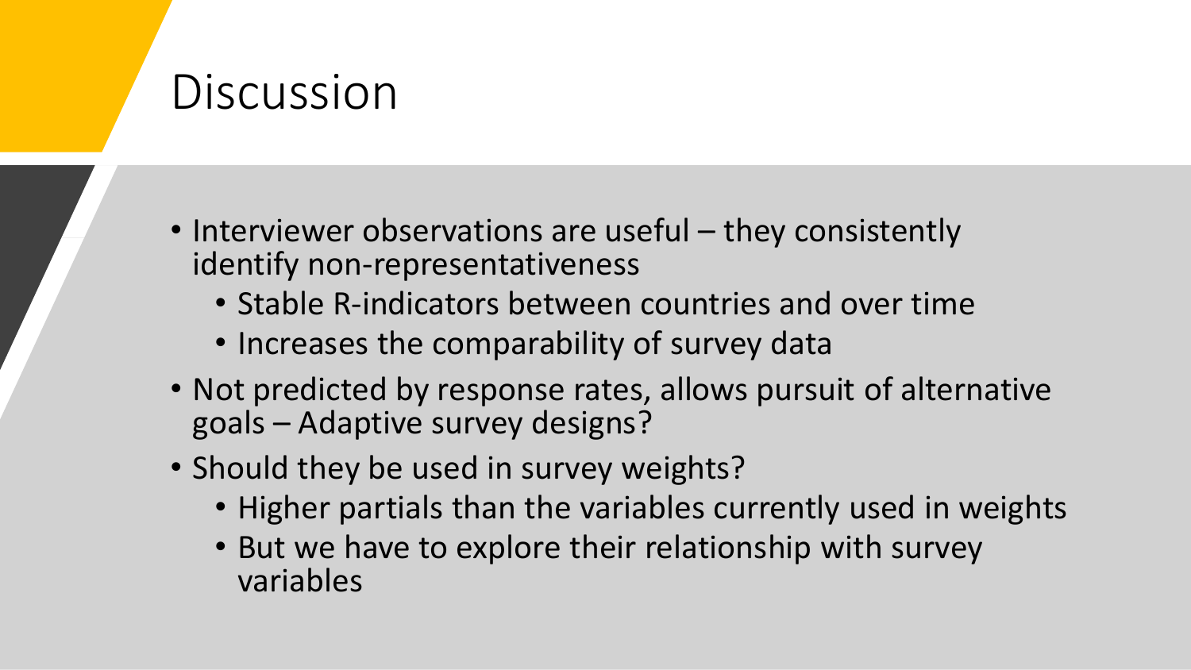# Discussion

- Interviewer observations are useful – they consistently identify non-representativeness
  - Stable R-indicators between countries and over time
  - Increases the comparability of survey data
- Not predicted by response rates, allows pursuit of alternative goals – Adaptive survey designs?
- Should they be used in survey weights?
  - Higher partials than the variables currently used in weights
  - But we have to explore their relationship with survey variables